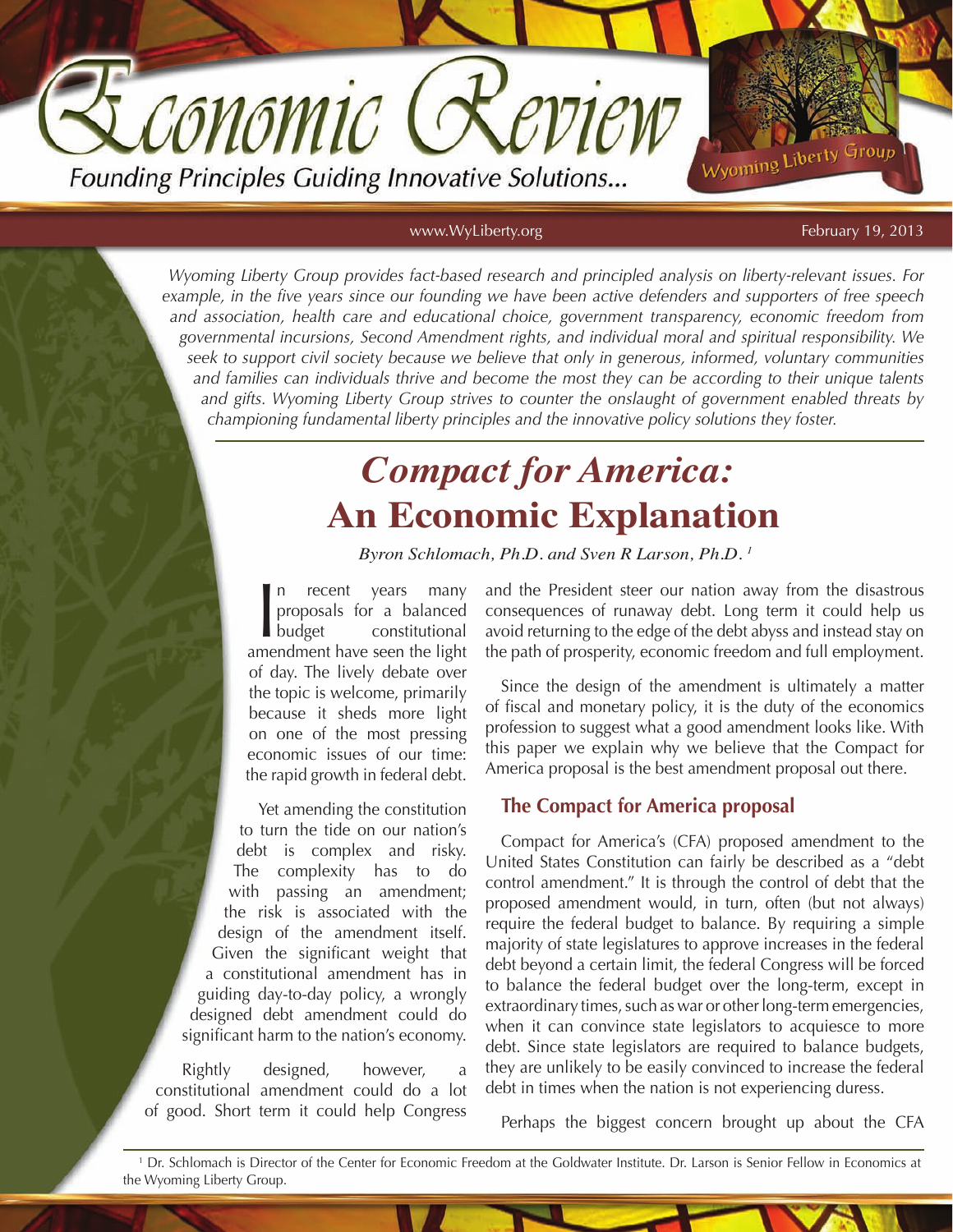# Economic Review

Founding Principles Guiding Innovative Solutions...

Wyoming Liberty Group

www.WyLiberty.org

February 19, 2013

*Wyoming Liberty Group provides fact-based research and principled analysis on liberty-relevant issues. For example, in the five years since our founding we have been active defenders and supporters of free speech and association, health care and educational choice, government transparency, economic freedom from governmental incursions, Second Amendment rights, and individual moral and spiritual responsibility. We seek to support civil society because we believe that only in generous, informed, voluntary communities and families can individuals thrive and become the most they can be according to their unique talents and gifts. Wyoming Liberty Group strives to counter the onslaught of government enabled threats by championing fundamental liberty principles and the innovative policy solutions they foster.*

## *Compact for America:* An Economic Explanation

*Byron Schlomach, Ph.D. and Sven R Larson, Ph.D.* [1]

In recent years many proposals for a balanced budget constitutional amendment have seen the light of day. The lively debate over the topic is welcome, primarily because it sheds more light on one of the most pressing economic issues of our time: the rapid growth in federal debt.

Yet amending the constitution to turn the tide on our nation's debt is complex and risky. The complexity has to do with passing an amendment; the risk is associated with the design of the amendment itself. Given the significant weight that a constitutional amendment has in guiding day-to-day policy, a wrongly designed debt amendment could do significant harm to the nation's economy.

Rightly designed, however, a constitutional amendment could do a lot of good. Short term it could help Congress and the President steer our nation away from the disastrous consequences of runaway debt. Long term it could help us avoid returning to the edge of the debt abyss and instead stay on the path of prosperity, economic freedom and full employment.

Since the design of the amendment is ultimately a matter of fiscal and monetary policy, it is the duty of the economics profession to suggest what a good amendment looks like. With this paper we explain why we believe that the Compact for America proposal is the best amendment proposal out there.

### The Compact for America proposal

Compact for America's (CFA) proposed amendment to the United States Constitution can fairly be described as a "debt control amendment." It is through the control of debt that the proposed amendment would, in turn, often (but not always) require the federal budget to balance. By requiring a simple majority of state legislatures to approve increases in the federal debt beyond a certain limit, the federal Congress will be forced to balance the federal budget over the long-term, except in extraordinary times, such as war or other long-term emergencies, when it can convince state legislators to acquiesce to more debt. Since state legislators are required to balance budgets, they are unlikely to be easily convinced to increase the federal debt in times when the nation is not experiencing duress.

Perhaps the biggest concern brought up about the CFA

---

[1] Dr. Schlomach is Director of the Center for Economic Freedom at the Goldwater Institute. Dr. Larson is Senior Fellow in Economics at the Wyoming Liberty Group.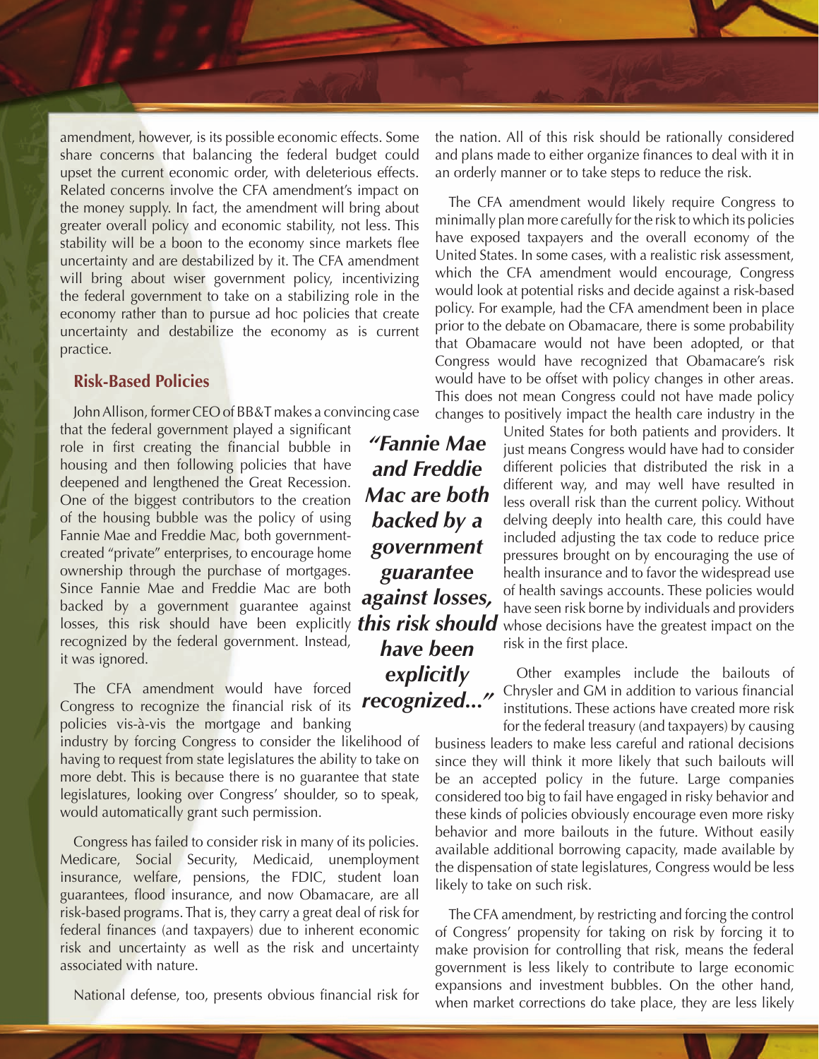amendment, however, is its possible economic effects. Some share concerns that balancing the federal budget could upset the current economic order, with deleterious effects. Related concerns involve the CFA amendment's impact on the money supply. In fact, the amendment will bring about greater overall policy and economic stability, not less. This stability will be a boon to the economy since markets flee uncertainty and are destabilized by it. The CFA amendment will bring about wiser government policy, incentivizing the federal government to take on a stabilizing role in the economy rather than to pursue ad hoc policies that create uncertainty and destabilize the economy as is current practice.

### Risk-Based Policies

John Allison, former CEO of BB&T makes a convincing case that the federal government played a significant role in first creating the financial bubble in housing and then following policies that have deepened and lengthened the Great Recession. One of the biggest contributors to the creation of the housing bubble was the policy of using Fannie Mae and Freddie Mac, both government-created "private" enterprises, to encourage home ownership through the purchase of mortgages. Since Fannie Mae and Freddie Mac are both backed by a government guarantee against losses, this risk should have been explicitly recognized by the federal government. Instead, it was ignored.

> ***"Fannie Mae and Freddie Mac are both backed by a government guarantee against losses, this risk should have been explicitly recognized..."***

The CFA amendment would have forced Congress to recognize the financial risk of its policies vis-à-vis the mortgage and banking industry by forcing Congress to consider the likelihood of having to request from state legislatures the ability to take on more debt. This is because there is no guarantee that state legislatures, looking over Congress' shoulder, so to speak, would automatically grant such permission.

Congress has failed to consider risk in many of its policies. Medicare, Social Security, Medicaid, unemployment insurance, welfare, pensions, the FDIC, student loan guarantees, flood insurance, and now Obamacare, are all risk-based programs. That is, they carry a great deal of risk for federal finances (and taxpayers) due to inherent economic risk and uncertainty as well as the risk and uncertainty associated with nature.

National defense, too, presents obvious financial risk for the nation. All of this risk should be rationally considered and plans made to either organize finances to deal with it in an orderly manner or to take steps to reduce the risk.

The CFA amendment would likely require Congress to minimally plan more carefully for the risk to which its policies have exposed taxpayers and the overall economy of the United States. In some cases, with a realistic risk assessment, which the CFA amendment would encourage, Congress would look at potential risks and decide against a risk-based policy. For example, had the CFA amendment been in place prior to the debate on Obamacare, there is some probability that Obamacare would not have been adopted, or that Congress would have recognized that Obamacare's risk would have to be offset with policy changes in other areas. This does not mean Congress could not have made policy changes to positively impact the health care industry in the United States for both patients and providers. It just means Congress would have had to consider different policies that distributed the risk in a different way, and may well have resulted in less overall risk than the current policy. Without delving deeply into health care, this could have included adjusting the tax code to reduce price pressures brought on by encouraging the use of health insurance and to favor the widespread use of health savings accounts. These policies would have seen risk borne by individuals and providers whose decisions have the greatest impact on the risk in the first place.

Other examples include the bailouts of Chrysler and GM in addition to various financial institutions. These actions have created more risk for the federal treasury (and taxpayers) by causing business leaders to make less careful and rational decisions since they will think it more likely that such bailouts will be an accepted policy in the future. Large companies considered too big to fail have engaged in risky behavior and these kinds of policies obviously encourage even more risky behavior and more bailouts in the future. Without easily available additional borrowing capacity, made available by the dispensation of state legislatures, Congress would be less likely to take on such risk.

The CFA amendment, by restricting and forcing the control of Congress' propensity for taking on risk by forcing it to make provision for controlling that risk, means the federal government is less likely to contribute to large economic expansions and investment bubbles. On the other hand, when market corrections do take place, they are less likely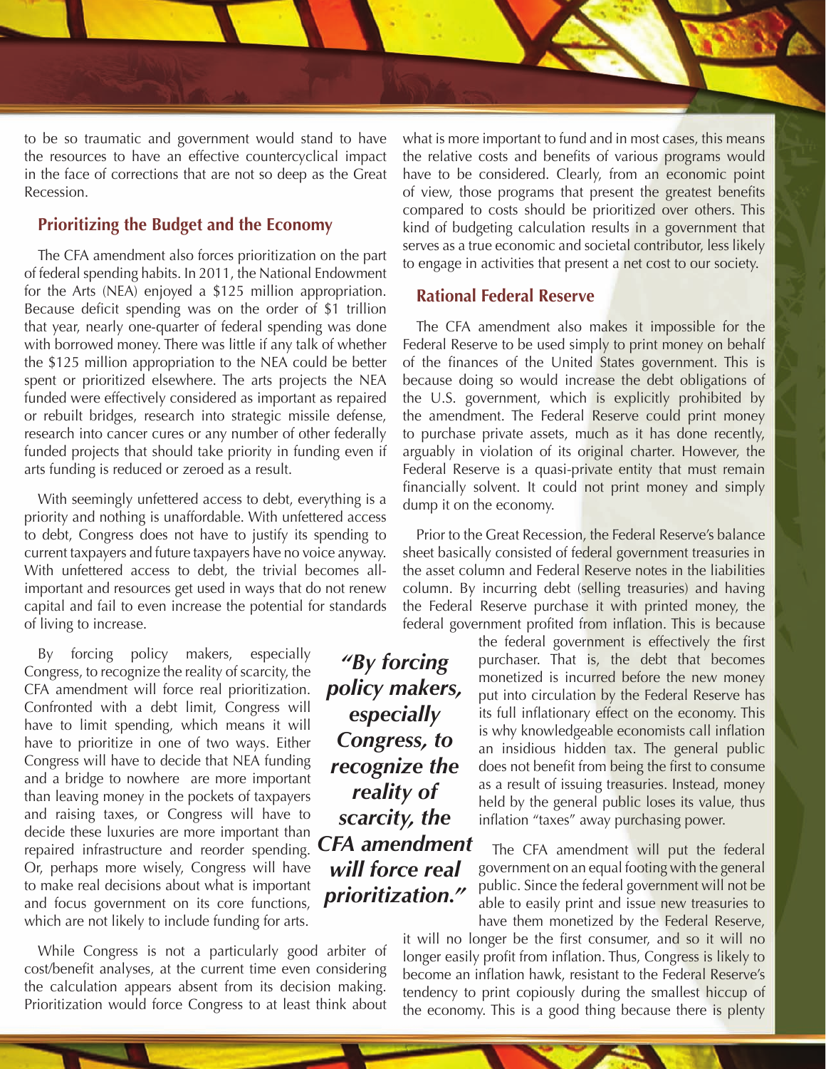to be so traumatic and government would stand to have the resources to have an effective countercyclical impact in the face of corrections that are not so deep as the Great Recession.

## Prioritizing the Budget and the Economy

The CFA amendment also forces prioritization on the part of federal spending habits. In 2011, the National Endowment for the Arts (NEA) enjoyed a $125 million appropriation. Because deficit spending was on the order of $1 trillion that year, nearly one-quarter of federal spending was done with borrowed money. There was little if any talk of whether the $125 million appropriation to the NEA could be better spent or prioritized elsewhere. The arts projects the NEA funded were effectively considered as important as repaired or rebuilt bridges, research into strategic missile defense, research into cancer cures or any number of other federally funded projects that should take priority in funding even if arts funding is reduced or zeroed as a result.

With seemingly unfettered access to debt, everything is a priority and nothing is unaffordable. With unfettered access to debt, Congress does not have to justify its spending to current taxpayers and future taxpayers have no voice anyway. With unfettered access to debt, the trivial becomes all-important and resources get used in ways that do not renew capital and fail to even increase the potential for standards of living to increase.

By forcing policy makers, especially Congress, to recognize the reality of scarcity, the CFA amendment will force real prioritization. Confronted with a debt limit, Congress will have to limit spending, which means it will have to prioritize in one of two ways. Either Congress will have to decide that NEA funding and a bridge to nowhere are more important than leaving money in the pockets of taxpayers and raising taxes, or Congress will have to decide these luxuries are more important than repaired infrastructure and reorder spending. Or, perhaps more wisely, Congress will have to make real decisions about what is important and focus government on its core functions, which are not likely to include funding for arts.

*"By forcing policy makers, especially Congress, to recognize the reality of scarcity, the CFA amendment will force real prioritization."*

While Congress is not a particularly good arbiter of cost/benefit analyses, at the current time even considering the calculation appears absent from its decision making. Prioritization would force Congress to at least think about what is more important to fund and in most cases, this means the relative costs and benefits of various programs would have to be considered. Clearly, from an economic point of view, those programs that present the greatest benefits compared to costs should be prioritized over others. This kind of budgeting calculation results in a government that serves as a true economic and societal contributor, less likely to engage in activities that present a net cost to our society.

## Rational Federal Reserve

The CFA amendment also makes it impossible for the Federal Reserve to be used simply to print money on behalf of the finances of the United States government. This is because doing so would increase the debt obligations of the U.S. government, which is explicitly prohibited by the amendment. The Federal Reserve could print money to purchase private assets, much as it has done recently, arguably in violation of its original charter. However, the Federal Reserve is a quasi-private entity that must remain financially solvent. It could not print money and simply dump it on the economy.

Prior to the Great Recession, the Federal Reserve's balance sheet basically consisted of federal government treasuries in the asset column and Federal Reserve notes in the liabilities column. By incurring debt (selling treasuries) and having the Federal Reserve purchase it with printed money, the federal government profited from inflation. This is because the federal government is effectively the first purchaser. That is, the debt that becomes monetized is incurred before the new money put into circulation by the Federal Reserve has its full inflationary effect on the economy. This is why knowledgeable economists call inflation an insidious hidden tax. The general public does not benefit from being the first to consume as a result of issuing treasuries. Instead, money held by the general public loses its value, thus inflation "taxes" away purchasing power.

The CFA amendment will put the federal government on an equal footing with the general public. Since the federal government will not be able to easily print and issue new treasuries to have them monetized by the Federal Reserve, it will no longer be the first consumer, and so it will no longer easily profit from inflation. Thus, Congress is likely to become an inflation hawk, resistant to the Federal Reserve's tendency to print copiously during the smallest hiccup of the economy. This is a good thing because there is plenty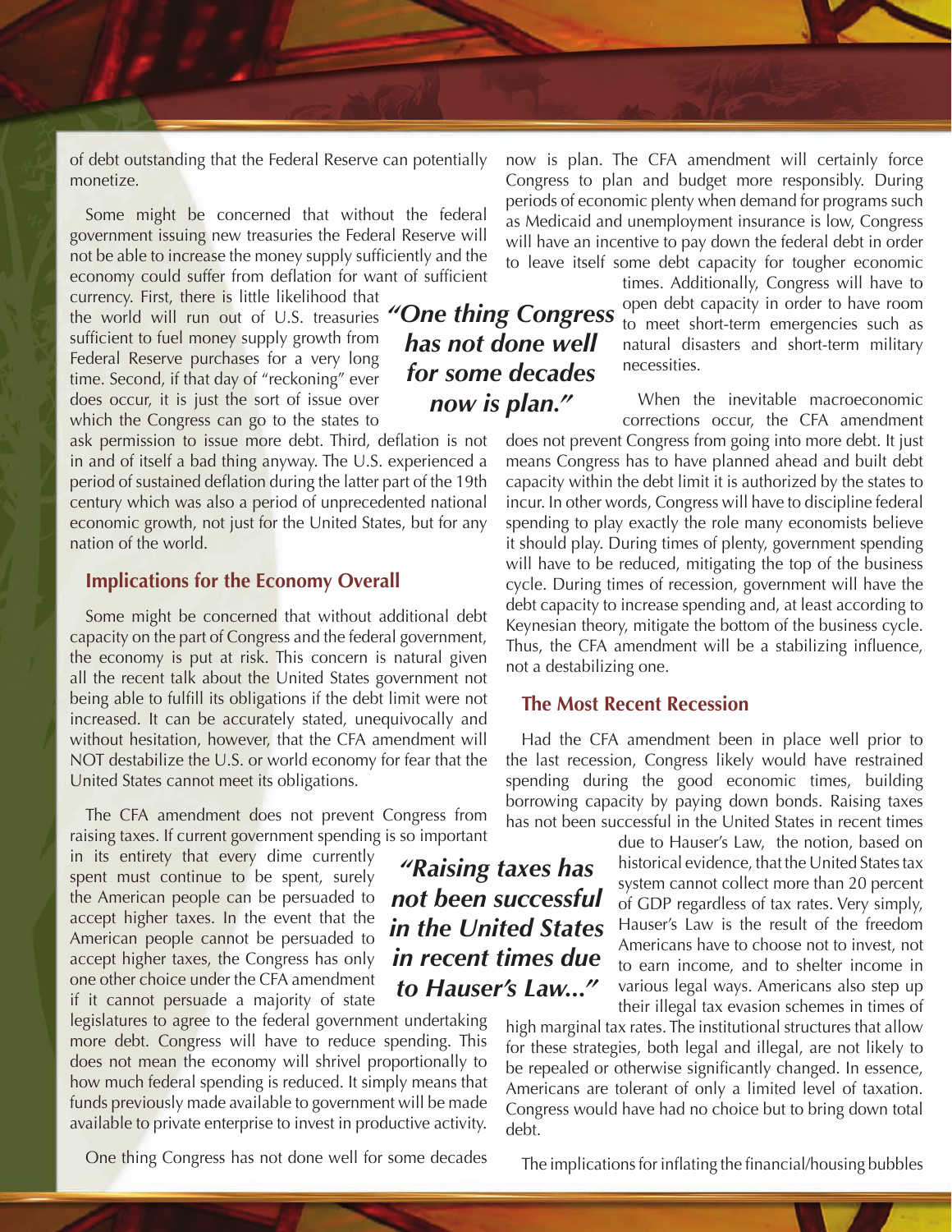of debt outstanding that the Federal Reserve can potentially monetize.

Some might be concerned that without the federal government issuing new treasuries the Federal Reserve will not be able to increase the money supply sufficiently and the economy could suffer from deflation for want of sufficient currency. First, there is little likelihood that the world will run out of U.S. treasuries sufficient to fuel money supply growth from Federal Reserve purchases for a very long time. Second, if that day of "reckoning" ever does occur, it is just the sort of issue over which the Congress can go to the states to ask permission to issue more debt. Third, deflation is not in and of itself a bad thing anyway. The U.S. experienced a period of sustained deflation during the latter part of the 19th century which was also a period of unprecedented national economic growth, not just for the United States, but for any nation of the world.

## Implications for the Economy Overall

Some might be concerned that without additional debt capacity on the part of Congress and the federal government, the economy is put at risk. This concern is natural given all the recent talk about the United States government not being able to fulfill its obligations if the debt limit were not increased. It can be accurately stated, unequivocally and without hesitation, however, that the CFA amendment will NOT destabilize the U.S. or world economy for fear that the United States cannot meet its obligations.

The CFA amendment does not prevent Congress from raising taxes. If current government spending is so important in its entirety that every dime currently spent must continue to be spent, surely the American people can be persuaded to accept higher taxes. In the event that the American people cannot be persuaded to accept higher taxes, the Congress has only one other choice under the CFA amendment if it cannot persuade a majority of state legislatures to agree to the federal government undertaking more debt. Congress will have to reduce spending. This does not mean the economy will shrivel proportionally to how much federal spending is reduced. It simply means that funds previously made available to government will be made available to private enterprise to invest in productive activity.

One thing Congress has not done well for some decades now is plan. The CFA amendment will certainly force Congress to plan and budget more responsibly. During periods of economic plenty when demand for programs such as Medicaid and unemployment insurance is low, Congress will have an incentive to pay down the federal debt in order to leave itself some debt capacity for tougher economic times. Additionally, Congress will have to open debt capacity in order to have room to meet short-term emergencies such as natural disasters and short-term military necessities.

> ***"One thing Congress has not done well for some decades now is plan."***

When the inevitable macroeconomic corrections occur, the CFA amendment does not prevent Congress from going into more debt. It just means Congress has to have planned ahead and built debt capacity within the debt limit it is authorized by the states to incur. In other words, Congress will have to discipline federal spending to play exactly the role many economists believe it should play. During times of plenty, government spending will have to be reduced, mitigating the top of the business cycle. During times of recession, government will have the debt capacity to increase spending and, at least according to Keynesian theory, mitigate the bottom of the business cycle. Thus, the CFA amendment will be a stabilizing influence, not a destabilizing one.

## The Most Recent Recession

Had the CFA amendment been in place well prior to the last recession, Congress likely would have restrained spending during the good economic times, building borrowing capacity by paying down bonds. Raising taxes has not been successful in the United States in recent times due to Hauser's Law, the notion, based on historical evidence, that the United States tax system cannot collect more than 20 percent of GDP regardless of tax rates. Very simply, Hauser's Law is the result of the freedom Americans have to choose not to invest, not to earn income, and to shelter income in various legal ways. Americans also step up their illegal tax evasion schemes in times of high marginal tax rates. The institutional structures that allow for these strategies, both legal and illegal, are not likely to be repealed or otherwise significantly changed. In essence, Americans are tolerant of only a limited level of taxation. Congress would have had no choice but to bring down total debt.

> ***"Raising taxes has not been successful in the United States in recent times due to Hauser's Law..."***

The implications for inflating the financial/housing bubbles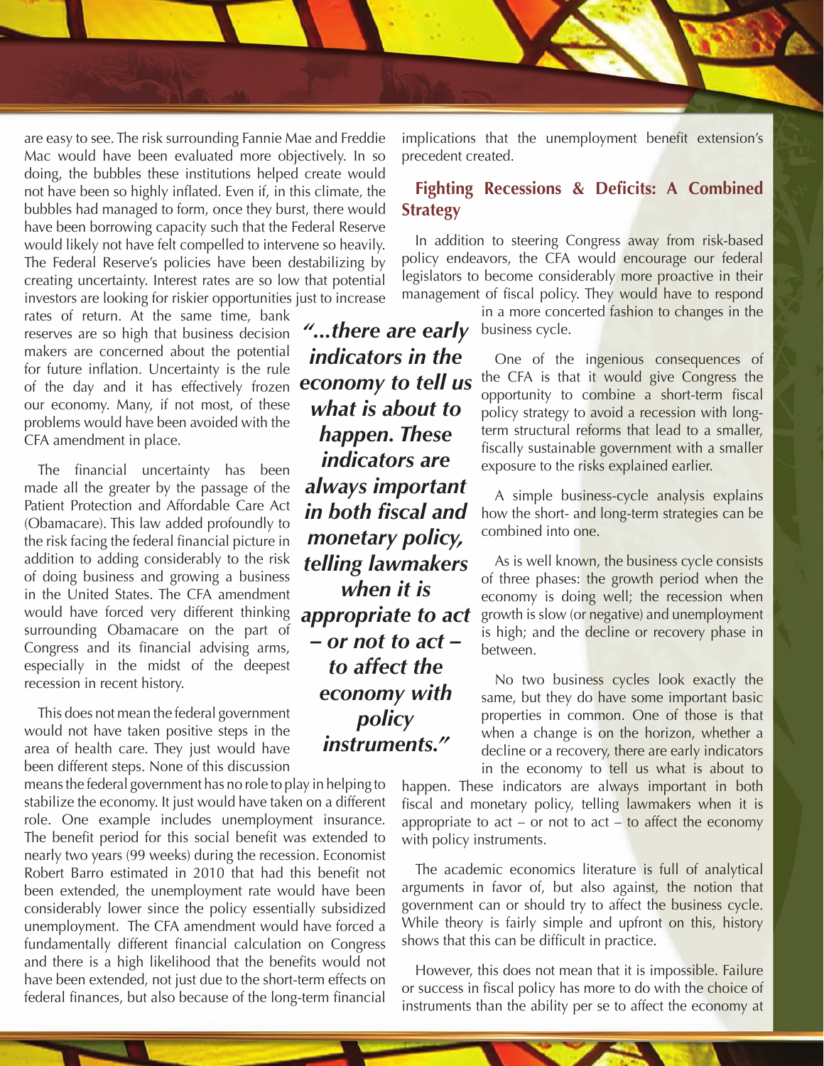are easy to see. The risk surrounding Fannie Mae and Freddie Mac would have been evaluated more objectively. In so doing, the bubbles these institutions helped create would not have been so highly inflated. Even if, in this climate, the bubbles had managed to form, once they burst, there would have been borrowing capacity such that the Federal Reserve would likely not have felt compelled to intervene so heavily. The Federal Reserve's policies have been destabilizing by creating uncertainty. Interest rates are so low that potential investors are looking for riskier opportunities just to increase rates of return. At the same time, bank reserves are so high that business decision makers are concerned about the potential for future inflation. Uncertainty is the rule of the day and it has effectively frozen our economy. Many, if not most, of these problems would have been avoided with the CFA amendment in place.

The financial uncertainty has been made all the greater by the passage of the Patient Protection and Affordable Care Act (Obamacare). This law added profoundly to the risk facing the federal financial picture in addition to adding considerably to the risk of doing business and growing a business in the United States. The CFA amendment would have forced very different thinking surrounding Obamacare on the part of Congress and its financial advising arms, especially in the midst of the deepest recession in recent history.

This does not mean the federal government would not have taken positive steps in the area of health care. They just would have been different steps. None of this discussion means the federal government has no role to play in helping to stabilize the economy. It just would have taken on a different role. One example includes unemployment insurance. The benefit period for this social benefit was extended to nearly two years (99 weeks) during the recession. Economist Robert Barro estimated in 2010 that had this benefit not been extended, the unemployment rate would have been considerably lower since the policy essentially subsidized unemployment. The CFA amendment would have forced a fundamentally different financial calculation on Congress and there is a high likelihood that the benefits would not have been extended, not just due to the short-term effects on federal finances, but also because of the long-term financial implications that the unemployment benefit extension's precedent created.

> ***"...there are early indicators in the economy to tell us what is about to happen. These indicators are always important in both fiscal and monetary policy, telling lawmakers when it is appropriate to act – or not to act – to affect the economy with policy instruments."***

## Fighting Recessions & Deficits: A Combined Strategy

In addition to steering Congress away from risk-based policy endeavors, the CFA would encourage our federal legislators to become considerably more proactive in their management of fiscal policy. They would have to respond in a more concerted fashion to changes in the business cycle.

One of the ingenious consequences of the CFA is that it would give Congress the opportunity to combine a short-term fiscal policy strategy to avoid a recession with long-term structural reforms that lead to a smaller, fiscally sustainable government with a smaller exposure to the risks explained earlier.

A simple business-cycle analysis explains how the short- and long-term strategies can be combined into one.

As is well known, the business cycle consists of three phases: the growth period when the economy is doing well; the recession when growth is slow (or negative) and unemployment is high; and the decline or recovery phase in between.

No two business cycles look exactly the same, but they do have some important basic properties in common. One of those is that when a change is on the horizon, whether a decline or a recovery, there are early indicators in the economy to tell us what is about to happen. These indicators are always important in both fiscal and monetary policy, telling lawmakers when it is appropriate to act – or not to act – to affect the economy with policy instruments.

The academic economics literature is full of analytical arguments in favor of, but also against, the notion that government can or should try to affect the business cycle. While theory is fairly simple and upfront on this, history shows that this can be difficult in practice.

However, this does not mean that it is impossible. Failure or success in fiscal policy has more to do with the choice of instruments than the ability per se to affect the economy at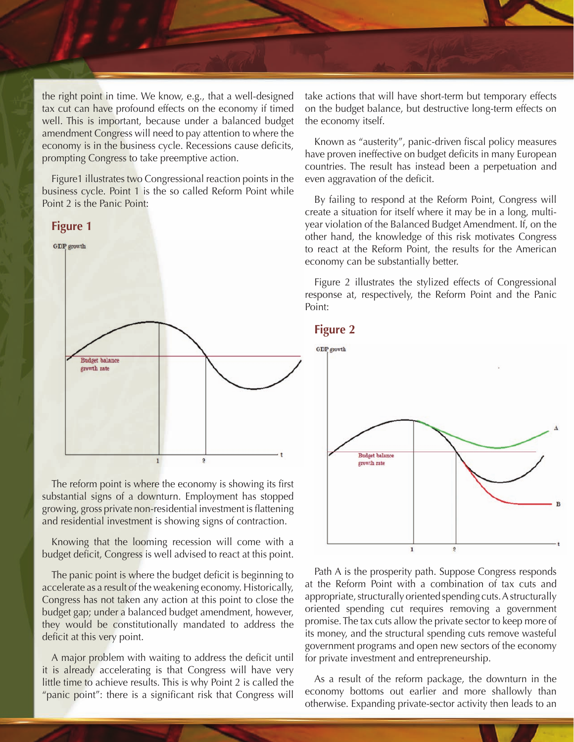the right point in time. We know, e.g., that a well-designed tax cut can have profound effects on the economy if timed well. This is important, because under a balanced budget amendment Congress will need to pay attention to where the economy is in the business cycle. Recessions cause deficits, prompting Congress to take preemptive action.

Figure1 illustrates two Congressional reaction points in the business cycle. Point 1 is the so called Reform Point while Point 2 is the Panic Point:

## Figure 1

The reform point is where the economy is showing its first substantial signs of a downturn. Employment has stopped growing, gross private non-residential investment is flattening and residential investment is showing signs of contraction.

Knowing that the looming recession will come with a budget deficit, Congress is well advised to react at this point.

The panic point is where the budget deficit is beginning to accelerate as a result of the weakening economy. Historically, Congress has not taken any action at this point to close the budget gap; under a balanced budget amendment, however, they would be constitutionally mandated to address the deficit at this very point.

A major problem with waiting to address the deficit until it is already accelerating is that Congress will have very little time to achieve results. This is why Point 2 is called the "panic point": there is a significant risk that Congress will take actions that will have short-term but temporary effects on the budget balance, but destructive long-term effects on the economy itself.

Known as "austerity", panic-driven fiscal policy measures have proven ineffective on budget deficits in many European countries. The result has instead been a perpetuation and even aggravation of the deficit.

By failing to respond at the Reform Point, Congress will create a situation for itself where it may be in a long, multi-year violation of the Balanced Budget Amendment. If, on the other hand, the knowledge of this risk motivates Congress to react at the Reform Point, the results for the American economy can be substantially better.

Figure 2 illustrates the stylized effects of Congressional response at, respectively, the Reform Point and the Panic Point:

## Figure 2

Path A is the prosperity path. Suppose Congress responds at the Reform Point with a combination of tax cuts and appropriate, structurally oriented spending cuts. A structurally oriented spending cut requires removing a government promise. The tax cuts allow the private sector to keep more of its money, and the structural spending cuts remove wasteful government programs and open new sectors of the economy for private investment and entrepreneurship.

As a result of the reform package, the downturn in the economy bottoms out earlier and more shallowly than otherwise. Expanding private-sector activity then leads to an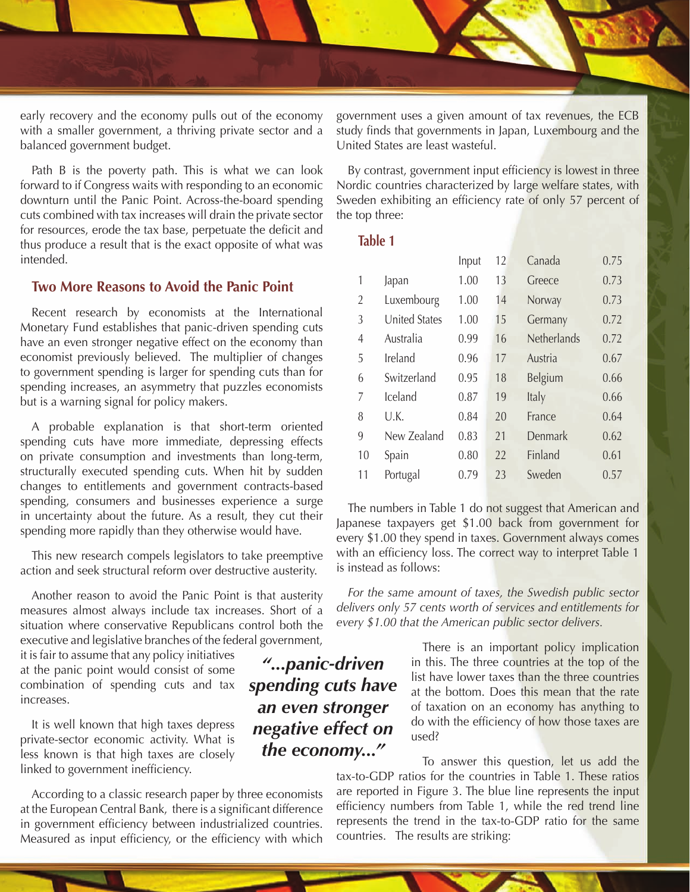early recovery and the economy pulls out of the economy with a smaller government, a thriving private sector and a balanced government budget.

Path B is the poverty path. This is what we can look forward to if Congress waits with responding to an economic downturn until the Panic Point. Across-the-board spending cuts combined with tax increases will drain the private sector for resources, erode the tax base, perpetuate the deficit and thus produce a result that is the exact opposite of what was intended.

## Two More Reasons to Avoid the Panic Point

Recent research by economists at the International Monetary Fund establishes that panic-driven spending cuts have an even stronger negative effect on the economy than economist previously believed. The multiplier of changes to government spending is larger for spending cuts than for spending increases, an asymmetry that puzzles economists but is a warning signal for policy makers.

A probable explanation is that short-term oriented spending cuts have more immediate, depressing effects on private consumption and investments than long-term, structurally executed spending cuts. When hit by sudden changes to entitlements and government contracts-based spending, consumers and businesses experience a surge in uncertainty about the future. As a result, they cut their spending more rapidly than they otherwise would have.

This new research compels legislators to take preemptive action and seek structural reform over destructive austerity.

Another reason to avoid the Panic Point is that austerity measures almost always include tax increases. Short of a situation where conservative Republicans control both the executive and legislative branches of the federal government, it is fair to assume that any policy initiatives at the panic point would consist of some combination of spending cuts and tax increases.

> ***"...panic-driven spending cuts have an even stronger negative effect on the economy..."***

It is well known that high taxes depress private-sector economic activity. What is less known is that high taxes are closely linked to government inefficiency.

According to a classic research paper by three economists at the European Central Bank, there is a significant difference in government efficiency between industrialized countries. Measured as input efficiency, or the efficiency with which government uses a given amount of tax revenues, the ECB study finds that governments in Japan, Luxembourg and the United States are least wasteful.

By contrast, government input efficiency is lowest in three Nordic countries characterized by large welfare states, with Sweden exhibiting an efficiency rate of only 57 percent of the top three:

### Table 1

| | | Input | | | |
|---|---|---|---|---|---|
| 1 | Japan | 1.00 | 12 | Canada | 0.75 |
| 2 | Luxembourg | 1.00 | 13 | Greece | 0.73 |
| 3 | United States | 1.00 | 14 | Norway | 0.73 |
| 4 | Australia | 0.99 | 15 | Germany | 0.72 |
| 5 | Ireland | 0.96 | 16 | Netherlands | 0.72 |
| 6 | Switzerland | 0.95 | 17 | Austria | 0.67 |
| 7 | Iceland | 0.87 | 18 | Belgium | 0.66 |
| 8 | U.K. | 0.84 | 19 | Italy | 0.66 |
| 9 | New Zealand | 0.83 | 20 | France | 0.64 |
| 10 | Spain | 0.80 | 21 | Denmark | 0.62 |
| 11 | Portugal | 0.79 | 22 | Finland | 0.61 |
| | | | 23 | Sweden | 0.57 |

The numbers in Table 1 do not suggest that American and Japanese taxpayers get $1.00 back from government for every $1.00 they spend in taxes. Government always comes with an efficiency loss. The correct way to interpret Table 1 is instead as follows:

*For the same amount of taxes, the Swedish public sector delivers only 57 cents worth of services and entitlements for every $1.00 that the American public sector delivers.*

There is an important policy implication in this. The three countries at the top of the list have lower taxes than the three countries at the bottom. Does this mean that the rate of taxation on an economy has anything to do with the efficiency of how those taxes are used?

To answer this question, let us add the tax-to-GDP ratios for the countries in Table 1. These ratios are reported in Figure 3. The blue line represents the input efficiency numbers from Table 1, while the red trend line represents the trend in the tax-to-GDP ratio for the same countries. The results are striking: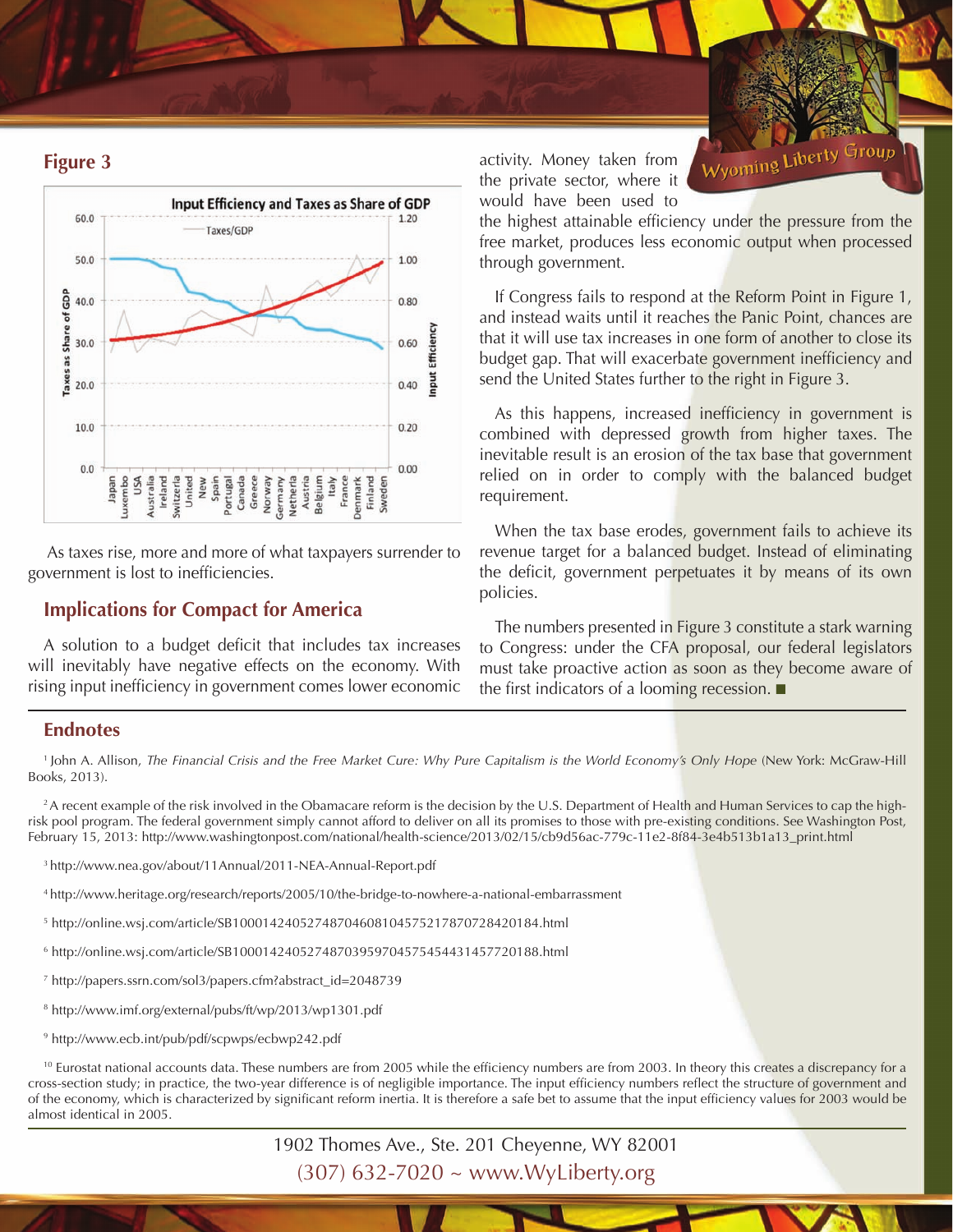## Figure 3

Input Efficiency and Taxes as Share of GDP

Taxes/GDP

Taxes as Share of GDP

60.0
50.0
40.0
30.0
20.0
10.0
0.0

Input Efficiency

1.20
1.00
0.80
0.60
0.40
0.20
0.00

Japan
Luxembo
USA
Australia
Ireland
Switzerla
United
New
Spain
Portugal
Canada
Greece
Norway
Germany
Netherla
Austria
Belgium
Italy
France
Denmark
Finland
Sweden

As taxes rise, more and more of what taxpayers surrender to government is lost to inefficiencies.

## Implications for Compact for America

A solution to a budget deficit that includes tax increases will inevitably have negative effects on the economy. With rising input inefficiency in government comes lower economic activity. Money taken from the private sector, where it would have been used to the highest attainable efficiency under the pressure from the free market, produces less economic output when processed through government.

If Congress fails to respond at the Reform Point in Figure 1, and instead waits until it reaches the Panic Point, chances are that it will use tax increases in one form of another to close its budget gap. That will exacerbate government inefficiency and send the United States further to the right in Figure 3.

As this happens, increased inefficiency in government is combined with depressed growth from higher taxes. The inevitable result is an erosion of the tax base that government relied on in order to comply with the balanced budget requirement.

When the tax base erodes, government fails to achieve its revenue target for a balanced budget. Instead of eliminating the deficit, government perpetuates it by means of its own policies.

The numbers presented in Figure 3 constitute a stark warning to Congress: under the CFA proposal, our federal legislators must take proactive action as soon as they become aware of the first indicators of a looming recession. ■

## Endnotes

[1] John A. Allison, *The Financial Crisis and the Free Market Cure: Why Pure Capitalism is the World Economy's Only Hope* (New York: McGraw-Hill Books, 2013).

[2] A recent example of the risk involved in the Obamacare reform is the decision by the U.S. Department of Health and Human Services to cap the high-risk pool program. The federal government simply cannot afford to deliver on all its promises to those with pre-existing conditions. See Washington Post, February 15, 2013: http://www.washingtonpost.com/national/health-science/2013/02/15/cb9d56ac-779c-11e2-8f84-3e4b513b1a13_print.html

[3] http://www.nea.gov/about/11Annual/2011-NEA-Annual-Report.pdf

[4] http://www.heritage.org/research/reports/2005/10/the-bridge-to-nowhere-a-national-embarrassment

[5] http://online.wsj.com/article/SB10001424052748704608104575217870728420184.html

[6] http://online.wsj.com/article/SB10001424052748703959704575454431457720188.html

[7] http://papers.ssrn.com/sol3/papers.cfm?abstract_id=2048739

[8] http://www.imf.org/external/pubs/ft/wp/2013/wp1301.pdf

[9] http://www.ecb.int/pub/pdf/scpwps/ecbwp242.pdf

[10] Eurostat national accounts data. These numbers are from 2005 while the efficiency numbers are from 2003. In theory this creates a discrepancy for a cross-section study; in practice, the two-year difference is of negligible importance. The input efficiency numbers reflect the structure of government and of the economy, which is characterized by significant reform inertia. It is therefore a safe bet to assume that the input efficiency values for 2003 would be almost identical in 2005.